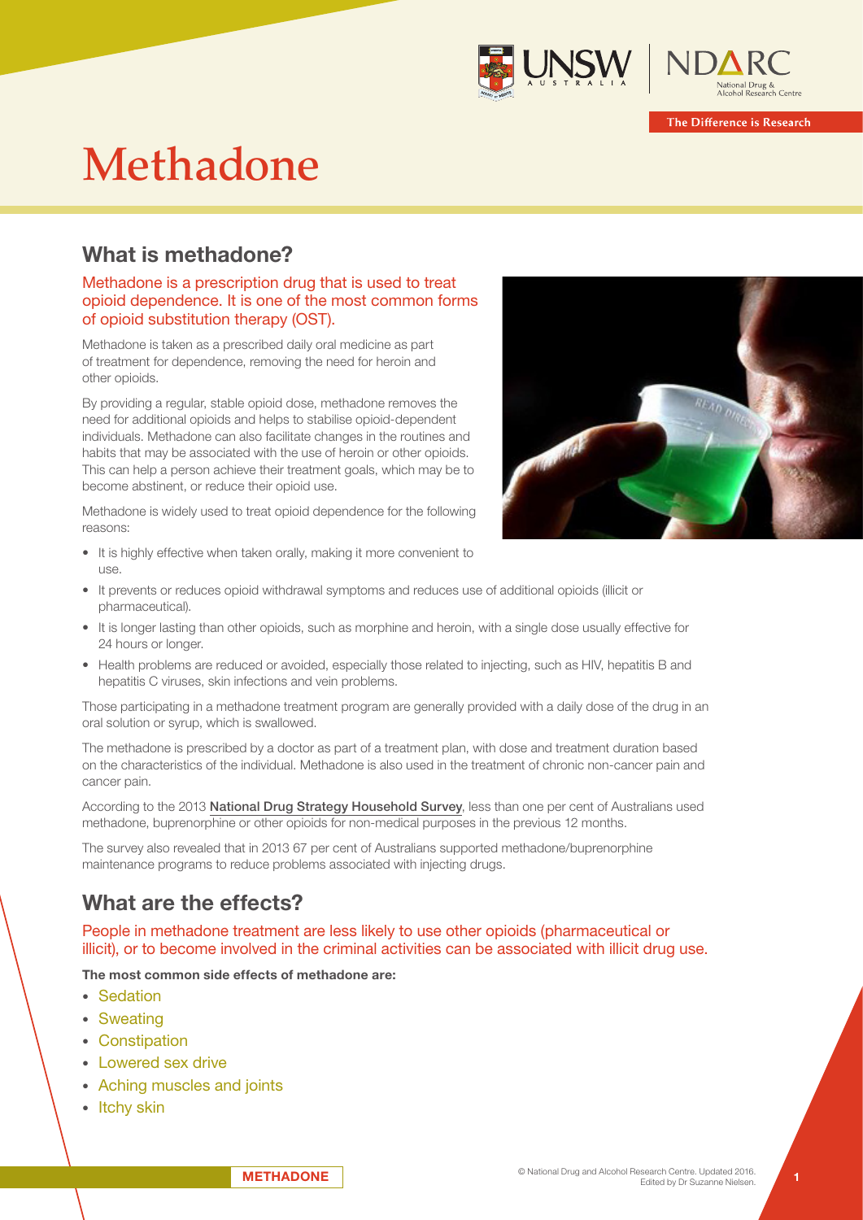# Methadone

## What is methadone?

Methadone is a prescription drug that is used to treat opioid dependence. It is one of the most common forms of opioid substitution therapy (OST).

Methadone is taken as a prescribed daily oral medicine as part of treatment for dependence, removing the need for heroin and other opioids.

By providing a regular, stable opioid dose, methadone removes the need for additional opioids and helps to stabilise opioid-dependent individuals. Methadone can also facilitate changes in the routines and habits that may be associated with the use of heroin or other opioids. This can help a person achieve their treatment goals, which may be to become abstinent, or reduce their opioid use.

Methadone is widely used to treat opioid dependence for the following reasons:

- It is highly effective when taken orally, making it more convenient to use.
- It prevents or reduces opioid withdrawal symptoms and reduces use of additional opioids (illicit or pharmaceutical).
- It is longer lasting than other opioids, such as morphine and heroin, with a single dose usually effective for 24 hours or longer.
- Health problems are reduced or avoided, especially those related to injecting, such as HIV, hepatitis B and hepatitis C viruses, skin infections and vein problems.

Those participating in a methadone treatment program are generally provided with a daily dose of the drug in an oral solution or syrup, which is swallowed.

The methadone is prescribed by a doctor as part of a treatment plan, with dose and treatment duration based on the characteristics of the individual. Methadone is also used in the treatment of chronic non-cancer pain and cancer pain.

According to the 2013 National Drug Strategy Household Survey, less than one per cent of Australians used methadone, buprenorphine or other opioids for non-medical purposes in the previous 12 months.

The survey also revealed that in 2013 67 per cent of Australians supported methadone/buprenorphine maintenance programs to reduce problems associated with injecting drugs.

## What are the effects?

People in methadone treatment are less likely to use other opioids (pharmaceutical or illicit), or to become involved in the criminal activities can be associated with illicit drug use.

**The most common side effects of methadone are:**

- Sedation
- Sweating
- Constipation
- Lowered sex drive
- Aching muscles and joints
- Itchy skin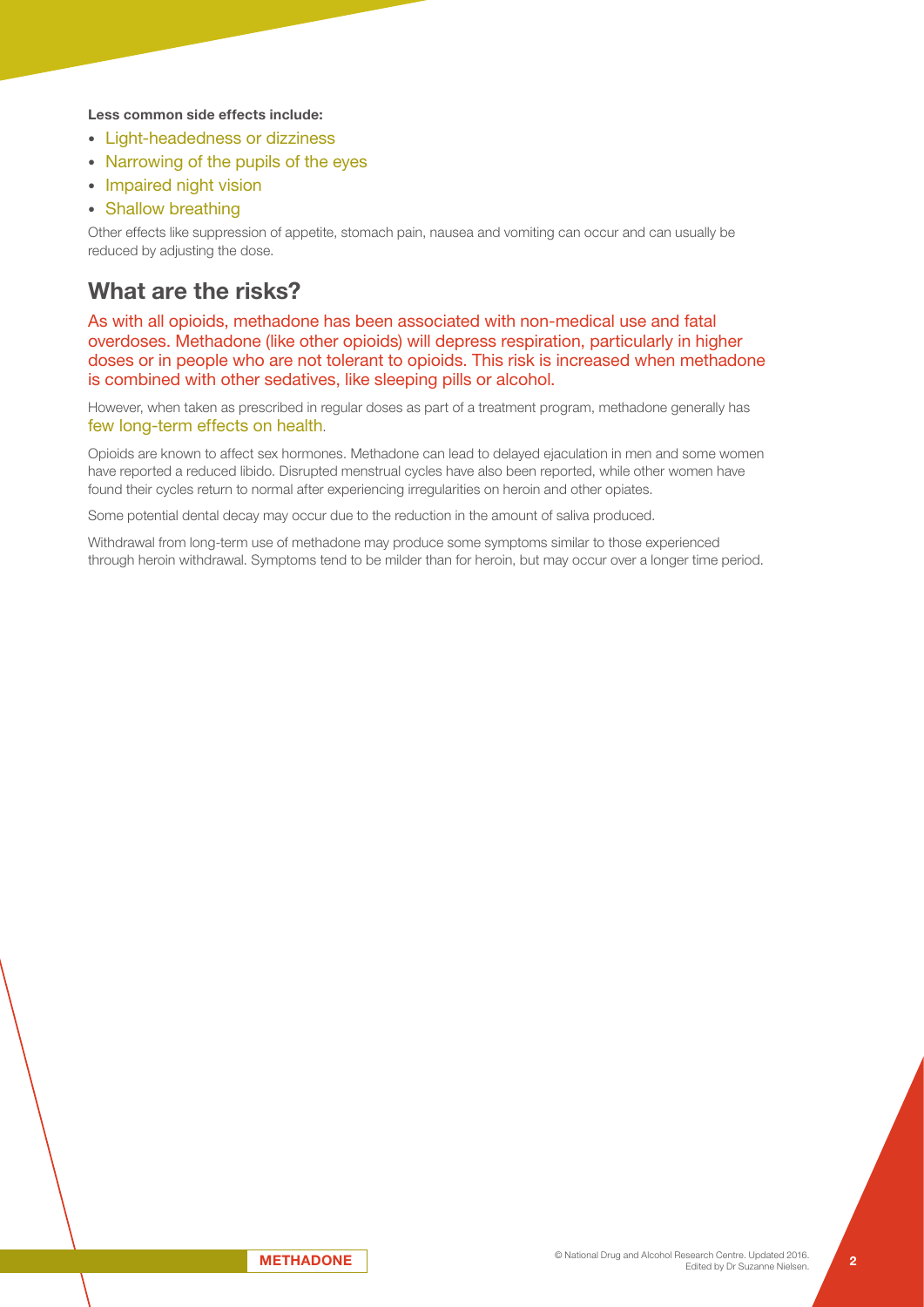**Less common side effects include:**

- Light-headedness or dizziness
- Narrowing of the pupils of the eyes
- Impaired night vision
- Shallow breathing

Other effects like suppression of appetite, stomach pain, nausea and vomiting can occur and can usually be reduced by adjusting the dose.

## What are the risks?

As with all opioids, methadone has been associated with non-medical use and fatal overdoses. Methadone (like other opioids) will depress respiration, particularly in higher doses or in people who are not tolerant to opioids. This risk is increased when methadone is combined with other sedatives, like sleeping pills or alcohol.

However, when taken as prescribed in regular doses as part of a treatment program, methadone generally has few long-term effects on health.

Opioids are known to affect sex hormones. Methadone can lead to delayed ejaculation in men and some women have reported a reduced libido. Disrupted menstrual cycles have also been reported, while other women have found their cycles return to normal after experiencing irregularities on heroin and other opiates.

Some potential dental decay may occur due to the reduction in the amount of saliva produced.

Withdrawal from long-term use of methadone may produce some symptoms similar to those experienced through heroin withdrawal. Symptoms tend to be milder than for heroin, but may occur over a longer time period.

© National Drug and Alcohol Research Centre. Updated 2016. Edited by Dr Suzanne Nielsen.